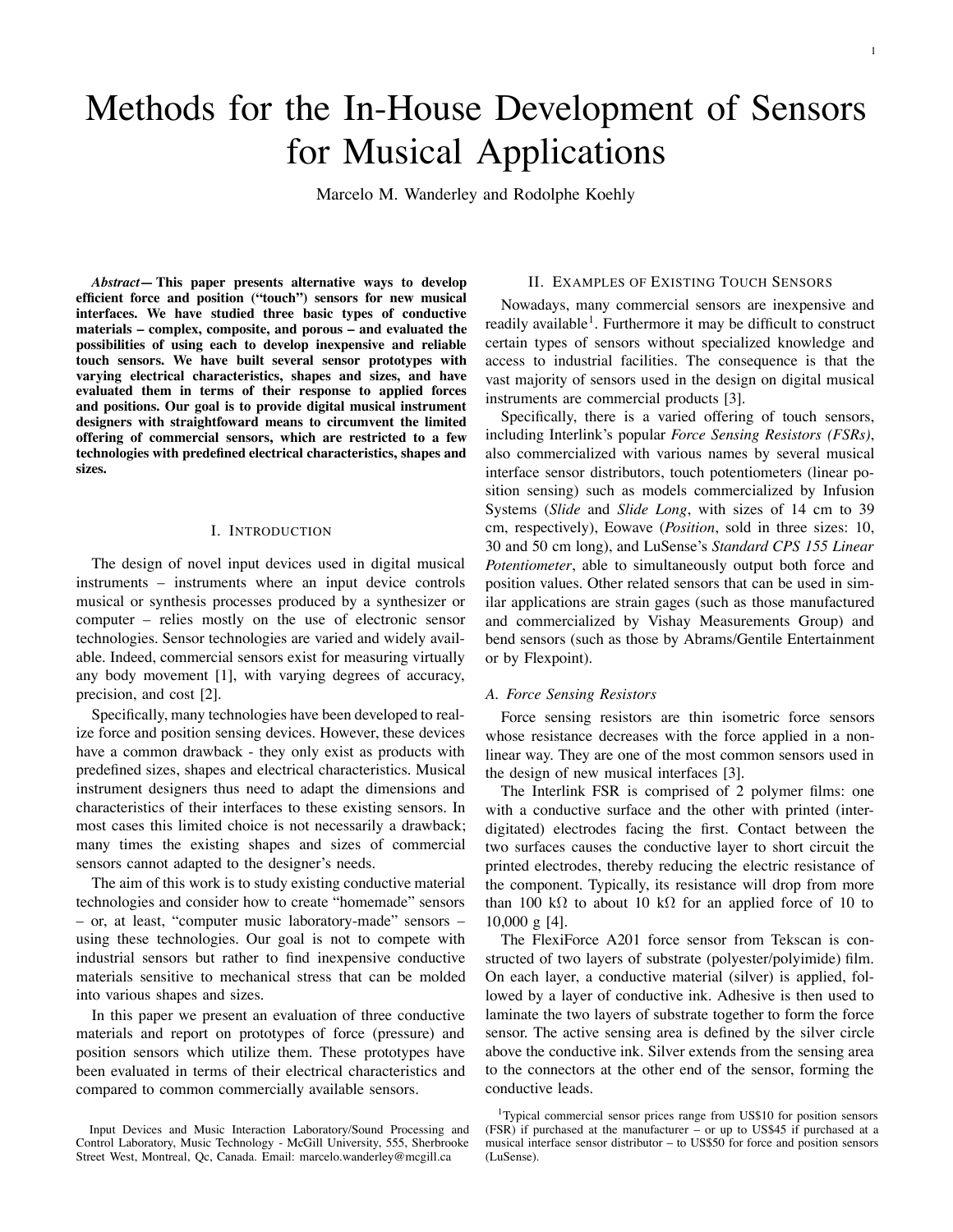# Methods for the In-House Development of Sensors for Musical Applications

Marcelo M. Wanderley and Rodolphe Koehly

***Abstract*— This paper presents alternative ways to develop efficient force and position ("touch") sensors for new musical interfaces. We have studied three basic types of conductive materials – complex, composite, and porous – and evaluated the possibilities of using each to develop inexpensive and reliable touch sensors. We have built several sensor prototypes with varying electrical characteristics, shapes and sizes, and have evaluated them in terms of their response to applied forces and positions. Our goal is to provide digital musical instrument designers with straightfoward means to circumvent the limited offering of commercial sensors, which are restricted to a few technologies with predefined electrical characteristics, shapes and sizes.**

## I. Introduction

The design of novel input devices used in digital musical instruments – instruments where an input device controls musical or synthesis processes produced by a synthesizer or computer – relies mostly on the use of electronic sensor technologies. Sensor technologies are varied and widely available. Indeed, commercial sensors exist for measuring virtually any body movement [1], with varying degrees of accuracy, precision, and cost [2].

Specifically, many technologies have been developed to realize force and position sensing devices. However, these devices have a common drawback - they only exist as products with predefined sizes, shapes and electrical characteristics. Musical instrument designers thus need to adapt the dimensions and characteristics of their interfaces to these existing sensors. In most cases this limited choice is not necessarily a drawback; many times the existing shapes and sizes of commercial sensors cannot adapted to the designer's needs.

The aim of this work is to study existing conductive material technologies and consider how to create "homemade" sensors – or, at least, "computer music laboratory-made" sensors – using these technologies. Our goal is not to compete with industrial sensors but rather to find inexpensive conductive materials sensitive to mechanical stress that can be molded into various shapes and sizes.

In this paper we present an evaluation of three conductive materials and report on prototypes of force (pressure) and position sensors which utilize them. These prototypes have been evaluated in terms of their electrical characteristics and compared to common commercially available sensors.

Input Devices and Music Interaction Laboratory/Sound Processing and Control Laboratory, Music Technology - McGill University, 555, Sherbrooke Street West, Montreal, Qc, Canada. Email: marcelo.wanderley@mcgill.ca

## II. Examples of Existing Touch Sensors

Nowadays, many commercial sensors are inexpensive and readily available[1]. Furthermore it may be difficult to construct certain types of sensors without specialized knowledge and access to industrial facilities. The consequence is that the vast majority of sensors used in the design on digital musical instruments are commercial products [3].

Specifically, there is a varied offering of touch sensors, including Interlink's popular *Force Sensing Resistors (FSRs)*, also commercialized with various names by several musical interface sensor distributors, touch potentiometers (linear position sensing) such as models commercialized by Infusion Systems (*Slide* and *Slide Long*, with sizes of 14 cm to 39 cm, respectively), Eowave (*Position*, sold in three sizes: 10, 30 and 50 cm long), and LuSense's *Standard CPS 155 Linear Potentiometer*, able to simultaneously output both force and position values. Other related sensors that can be used in similar applications are strain gages (such as those manufactured and commercialized by Vishay Measurements Group) and bend sensors (such as those by Abrams/Gentile Entertainment or by Flexpoint).

### A. Force Sensing Resistors

Force sensing resistors are thin isometric force sensors whose resistance decreases with the force applied in a non-linear way. They are one of the most common sensors used in the design of new musical interfaces [3].

The Interlink FSR is comprised of 2 polymer films: one with a conductive surface and the other with printed (inter-digitated) electrodes facing the first. Contact between the two surfaces causes the conductive layer to short circuit the printed electrodes, thereby reducing the electric resistance of the component. Typically, its resistance will drop from more than 100 k$\Omega$ to about 10 k$\Omega$ for an applied force of 10 to 10,000 g [4].

The FlexiForce A201 force sensor from Tekscan is constructed of two layers of substrate (polyester/polyimide) film. On each layer, a conductive material (silver) is applied, followed by a layer of conductive ink. Adhesive is then used to laminate the two layers of substrate together to form the force sensor. The active sensing area is defined by the silver circle above the conductive ink. Silver extends from the sensing area to the connectors at the other end of the sensor, forming the conductive leads.

[1] Typical commercial sensor prices range from US$10 for position sensors (FSR) if purchased at the manufacturer – or up to US$45 if purchased at a musical interface sensor distributor – to US$50 for force and position sensors (LuSense).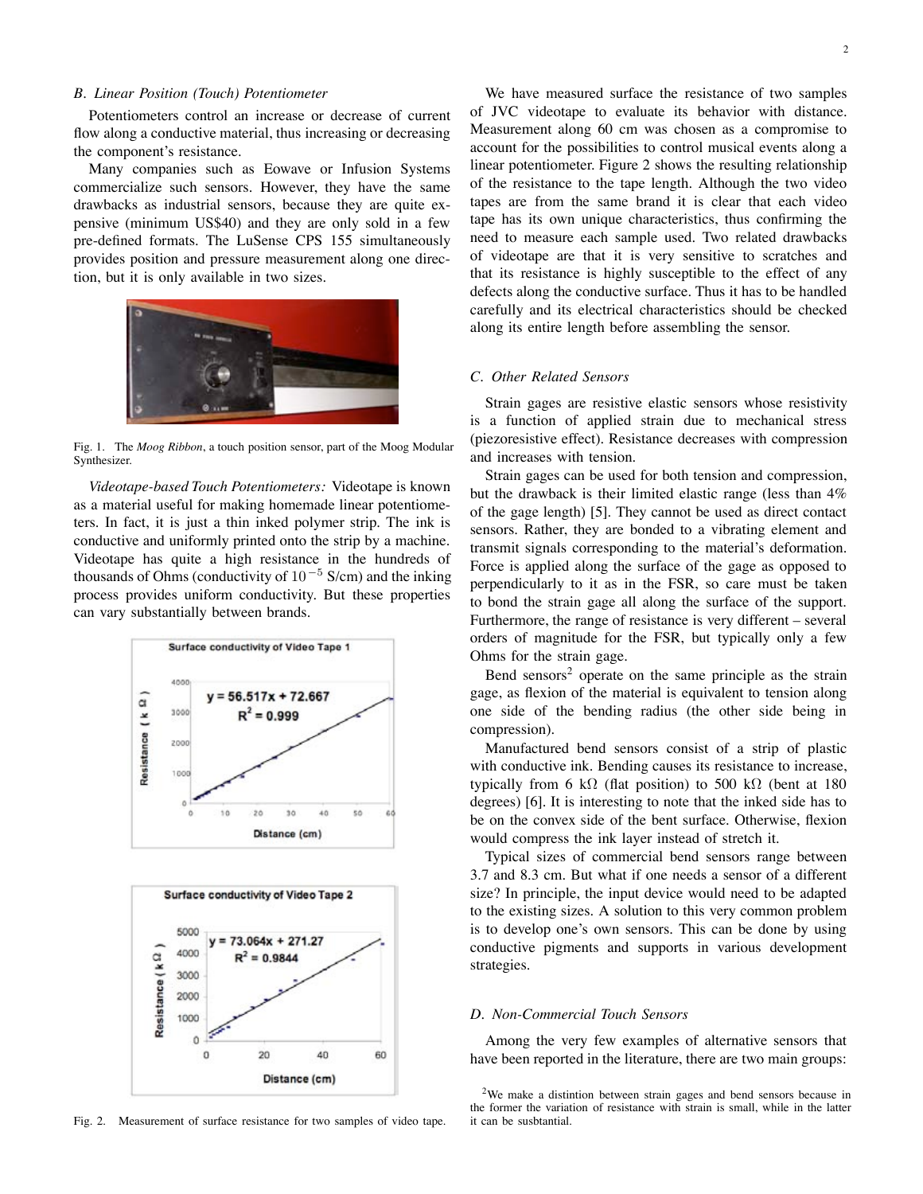### B. Linear Position (Touch) Potentiometer

Potentiometers control an increase or decrease of current flow along a conductive material, thus increasing or decreasing the component's resistance.

Many companies such as Eowave or Infusion Systems commercialize such sensors. However, they have the same drawbacks as industrial sensors, because they are quite expensive (minimum US$40) and they are only sold in a few pre-defined formats. The LuSense CPS 155 simultaneously provides position and pressure measurement along one direction, but it is only available in two sizes.

Fig. 1. The *Moog Ribbon*, a touch position sensor, part of the Moog Modular Synthesizer.

*Videotape-based Touch Potentiometers:* Videotape is known as a material useful for making homemade linear potentiometers. In fact, it is just a thin inked polymer strip. The ink is conductive and uniformly printed onto the strip by a machine. Videotape has quite a high resistance in the hundreds of thousands of Ohms (conductivity of $10^{-5}$ S/cm) and the inking process provides uniform conductivity. But these properties can vary substantially between brands.

Fig. 2. Measurement of surface resistance for two samples of video tape.

We have measured surface the resistance of two samples of JVC videotape to evaluate its behavior with distance. Measurement along 60 cm was chosen as a compromise to account for the possibilities to control musical events along a linear potentiometer. Figure 2 shows the resulting relationship of the resistance to the tape length. Although the two video tapes are from the same brand it is clear that each video tape has its own unique characteristics, thus confirming the need to measure each sample used. Two related drawbacks of videotape are that it is very sensitive to scratches and that its resistance is highly susceptible to the effect of any defects along the conductive surface. Thus it has to be handled carefully and its electrical characteristics should be checked along its entire length before assembling the sensor.

### C. Other Related Sensors

Strain gages are resistive elastic sensors whose resistivity is a function of applied strain due to mechanical stress (piezoresistive effect). Resistance decreases with compression and increases with tension.

Strain gages can be used for both tension and compression, but the drawback is their limited elastic range (less than 4% of the gage length) [5]. They cannot be used as direct contact sensors. Rather, they are bonded to a vibrating element and transmit signals corresponding to the material's deformation. Force is applied along the surface of the gage as opposed to perpendicularly to it as in the FSR, so care must be taken to bond the strain gage all along the surface of the support. Furthermore, the range of resistance is very different – several orders of magnitude for the FSR, but typically only a few Ohms for the strain gage.

Bend sensors[2] operate on the same principle as the strain gage, as flexion of the material is equivalent to tension along one side of the bending radius (the other side being in compression).

Manufactured bend sensors consist of a strip of plastic with conductive ink. Bending causes its resistance to increase, typically from 6 kΩ (flat position) to 500 kΩ (bent at 180 degrees) [6]. It is interesting to note that the inked side has to be on the convex side of the bent surface. Otherwise, flexion would compress the ink layer instead of stretch it.

Typical sizes of commercial bend sensors range between 3.7 and 8.3 cm. But what if one needs a sensor of a different size? In principle, the input device would need to be adapted to the existing sizes. A solution to this very common problem is to develop one's own sensors. This can be done by using conductive pigments and supports in various development strategies.

### D. Non-Commercial Touch Sensors

Among the very few examples of alternative sensors that have been reported in the literature, there are two main groups:

[2] We make a distintion between strain gages and bend sensors because in the former the variation of resistance with strain is small, while in the latter it can be susbtantial.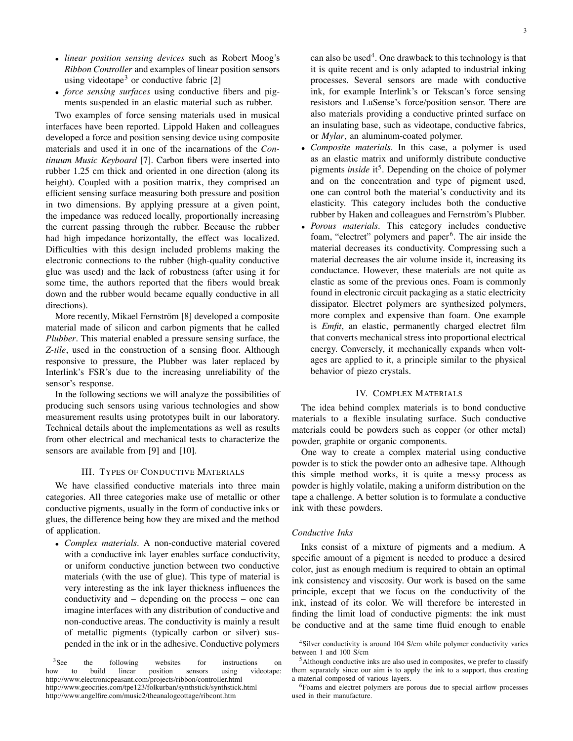- *linear position sensing devices* such as Robert Moog's *Ribbon Controller* and examples of linear position sensors using videotape[3] or conductive fabric [2]
- *force sensing surfaces* using conductive fibers and pigments suspended in an elastic material such as rubber.

Two examples of force sensing materials used in musical interfaces have been reported. Lippold Haken and colleagues developed a force and position sensing device using composite materials and used it in one of the incarnations of the *Continuum Music Keyboard* [7]. Carbon fibers were inserted into rubber 1.25 cm thick and oriented in one direction (along its height). Coupled with a position matrix, they comprised an efficient sensing surface measuring both pressure and position in two dimensions. By applying pressure at a given point, the impedance was reduced locally, proportionally increasing the current passing through the rubber. Because the rubber had high impedance horizontally, the effect was localized. Difficulties with this design included problems making the electronic connections to the rubber (high-quality conductive glue was used) and the lack of robustness (after using it for some time, the authors reported that the fibers would break down and the rubber would became equally conductive in all directions).

More recently, Mikael Fernström [8] developed a composite material made of silicon and carbon pigments that he called *Plubber*. This material enabled a pressure sensing surface, the *Z-tile*, used in the construction of a sensing floor. Although responsive to pressure, the Plubber was later replaced by Interlink's FSR's due to the increasing unreliability of the sensor's response.

In the following sections we will analyze the possibilities of producing such sensors using various technologies and show measurement results using prototypes built in our laboratory. Technical details about the implementations as well as results from other electrical and mechanical tests to characterize the sensors are available from [9] and [10].

## III. Types of Conductive Materials

We have classified conductive materials into three main categories. All three categories make use of metallic or other conductive pigments, usually in the form of conductive inks or glues, the difference being how they are mixed and the method of application.

- *Complex materials*. A non-conductive material covered with a conductive ink layer enables surface conductivity, or uniform conductive junction between two conductive materials (with the use of glue). This type of material is very interesting as the ink layer thickness influences the conductivity and – depending on the process – one can imagine interfaces with any distribution of conductive and non-conductive areas. The conductivity is mainly a result of metallic pigments (typically carbon or silver) suspended in the ink or in the adhesive. Conductive polymers can also be used[4]. One drawback to this technology is that it is quite recent and is only adapted to industrial inking processes. Several sensors are made with conductive ink, for example Interlink's or Tekscan's force sensing resistors and LuSense's force/position sensor. There are also materials providing a conductive printed surface on an insulating base, such as videotape, conductive fabrics, or *Mylar*, an aluminum-coated polymer.
- *Composite materials*. In this case, a polymer is used as an elastic matrix and uniformly distribute conductive pigments *inside* it[5]. Depending on the choice of polymer and on the concentration and type of pigment used, one can control both the material's conductivity and its elasticity. This category includes both the conductive rubber by Haken and colleagues and Fernström's Plubber.
- *Porous materials*. This category includes conductive foam, "electret" polymers and paper[6]. The air inside the material decreases its conductivity. Compressing such a material decreases the air volume inside it, increasing its conductance. However, these materials are not quite as elastic as some of the previous ones. Foam is commonly found in electronic circuit packaging as a static electricity dissipator. Electret polymers are synthesized polymers, more complex and expensive than foam. One example is *Emfit*, an elastic, permanently charged electret film that converts mechanical stress into proportional electrical energy. Conversely, it mechanically expands when voltages are applied to it, a principle similar to the physical behavior of piezo crystals.

## IV. Complex Materials

The idea behind complex materials is to bond conductive materials to a flexible insulating surface. Such conductive materials could be powders such as copper (or other metal) powder, graphite or organic components.

One way to create a complex material using conductive powder is to stick the powder onto an adhesive tape. Although this simple method works, it is quite a messy process as powder is highly volatile, making a uniform distribution on the tape a challenge. A better solution is to formulate a conductive ink with these powders.

### *Conductive Inks*

Inks consist of a mixture of pigments and a medium. A specific amount of a pigment is needed to produce a desired color, just as enough medium is required to obtain an optimal ink consistency and viscosity. Our work is based on the same principle, except that we focus on the conductivity of the ink, instead of its color. We will therefore be interested in finding the limit load of conductive pigments: the ink must be conductive and at the same time fluid enough to enable

---

[3] See the following websites for instructions on how to build linear position sensors using videotape: http://www.electronicpeasant.com/projects/ribbon/controller.html http://www.geocities.com/tpe123/folkurban/synthstick/synthstick.html http://www.angelfire.com/music2/theanalogcottage/ribcont.htm

[4] Silver conductivity is around 104 S/cm while polymer conductivity varies between 1 and 100 S/cm

[5] Although conductive inks are also used in composites, we prefer to classify them separately since our aim is to apply the ink to a support, thus creating a material composed of various layers.

[6] Foams and electret polymers are porous due to special airflow processes used in their manufacture.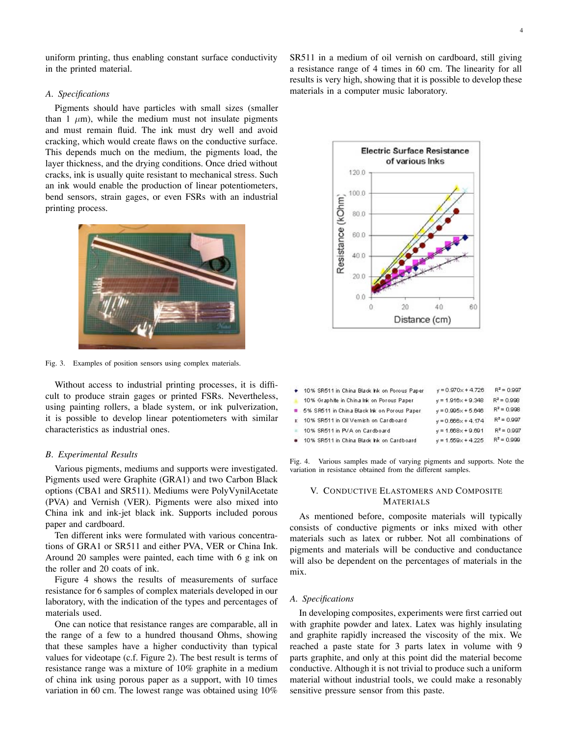uniform printing, thus enabling constant surface conductivity in the printed material.

### A. Specifications

Pigments should have particles with small sizes (smaller than 1 $\mu$m), while the medium must not insulate pigments and must remain fluid. The ink must dry well and avoid cracking, which would create flaws on the conductive surface. This depends much on the medium, the pigments load, the layer thickness, and the drying conditions. Once dried without cracks, ink is usually quite resistant to mechanical stress. Such an ink would enable the production of linear potentiometers, bend sensors, strain gages, or even FSRs with an industrial printing process.

Fig. 3. Examples of position sensors using complex materials.

Without access to industrial printing processes, it is difficult to produce strain gages or printed FSRs. Nevertheless, using painting rollers, a blade system, or ink pulverization, it is possible to develop linear potentiometers with similar characteristics as industrial ones.

### B. Experimental Results

Various pigments, mediums and supports were investigated. Pigments used were Graphite (GRA1) and two Carbon Black options (CBA1 and SR511). Mediums were PolyVynilAcetate (PVA) and Vernish (VER). Pigments were also mixed into China ink and ink-jet black ink. Supports included porous paper and cardboard.

Ten different inks were formulated with various concentrations of GRA1 or SR511 and either PVA, VER or China Ink. Around 20 samples were painted, each time with 6 g ink on the roller and 20 coats of ink.

Figure 4 shows the results of measurements of surface resistance for 6 samples of complex materials developed in our laboratory, with the indication of the types and percentages of materials used.

One can notice that resistance ranges are comparable, all in the range of a few to a hundred thousand Ohms, showing that these samples have a higher conductivity than typical values for videotape (c.f. Figure 2). The best result is terms of resistance range was a mixture of 10% graphite in a medium of china ink using porous paper as a support, with 10 times variation in 60 cm. The lowest range was obtained using 10% SR511 in a medium of oil vernish on cardboard, still giving a resistance range of 4 times in 60 cm. The linearity for all results is very high, showing that it is possible to develop these materials in a computer music laboratory.

| Sample | Fit | $R^2$ |
|---|---|---|
| 10% SR511 in China Black Ink on Porous Paper | $y = 0.970x + 4.726$ | $R^2 = 0.997$ |
| 10% Graphite in China Ink on Porous Paper | $y = 1.916x + 9.348$ | $R^2 = 0.998$ |
| 5% SR511 in China Black Ink on Porous Paper | $y = 0.995x + 5.646$ | $R^2 = 0.998$ |
| 10% SR511 in Oil Vernish on Cardboard | $y = 0.666x + 4.174$ | $R^2 = 0.997$ |
| 10% SR511 in PVA on Cardboard | $y = 1.668x + 9.691$ | $R^2 = 0.997$ |
| 10% SR511 in China Black Ink on Cardboard | $y = 1.559x + 4.225$ | $R^2 = 0.999$ |

Fig. 4. Various samples made of varying pigments and supports. Note the variation in resistance obtained from the different samples.

## V. Conductive Elastomers and Composite Materials

As mentioned before, composite materials will typically consists of conductive pigments or inks mixed with other materials such as latex or rubber. Not all combinations of pigments and materials will be conductive and conductance will also be dependent on the percentages of materials in the mix.

### A. Specifications

In developing composites, experiments were first carried out with graphite powder and latex. Latex was highly insulating and graphite rapidly increased the viscosity of the mix. We reached a paste state for 3 parts latex in volume with 9 parts graphite, and only at this point did the material become conductive. Although it is not trivial to produce such a uniform material without industrial tools, we could make a resonably sensitive pressure sensor from this paste.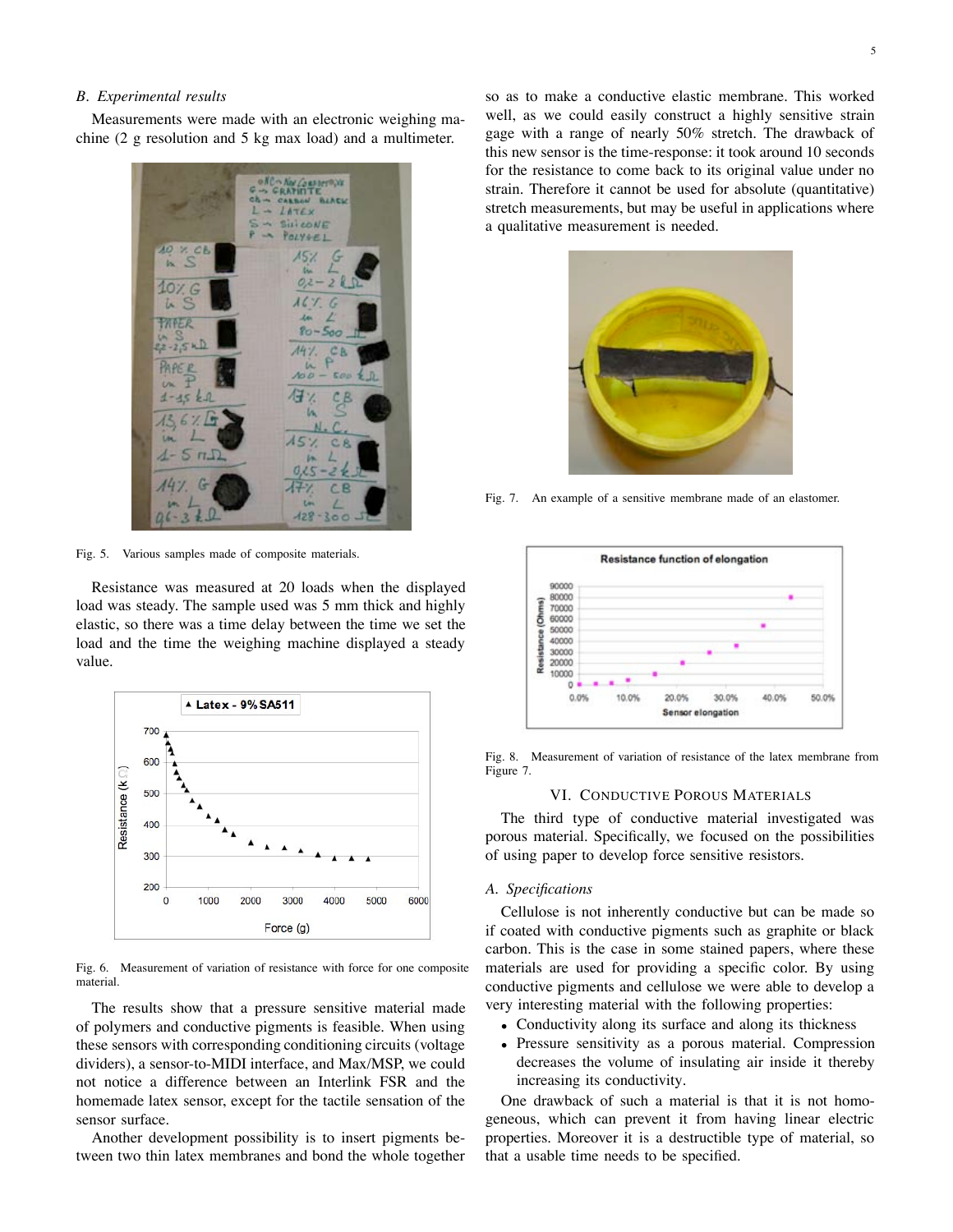### B. Experimental results

Measurements were made with an electronic weighing machine (2 g resolution and 5 kg max load) and a multimeter.

Fig. 5. Various samples made of composite materials.

Resistance was measured at 20 loads when the displayed load was steady. The sample used was 5 mm thick and highly elastic, so there was a time delay between the time we set the load and the time the weighing machine displayed a steady value.

Fig. 6. Measurement of variation of resistance with force for one composite material.

The results show that a pressure sensitive material made of polymers and conductive pigments is feasible. When using these sensors with corresponding conditioning circuits (voltage dividers), a sensor-to-MIDI interface, and Max/MSP, we could not notice a difference between an Interlink FSR and the homemade latex sensor, except for the tactile sensation of the sensor surface.

Another development possibility is to insert pigments between two thin latex membranes and bond the whole together so as to make a conductive elastic membrane. This worked well, as we could easily construct a highly sensitive strain gage with a range of nearly 50% stretch. The drawback of this new sensor is the time-response: it took around 10 seconds for the resistance to come back to its original value under no strain. Therefore it cannot be used for absolute (quantitative) stretch measurements, but may be useful in applications where a qualitative measurement is needed.

Fig. 7. An example of a sensitive membrane made of an elastomer.

Fig. 8. Measurement of variation of resistance of the latex membrane from Figure 7.

## VI. Conductive Porous Materials

The third type of conductive material investigated was porous material. Specifically, we focused on the possibilities of using paper to develop force sensitive resistors.

### A. Specifications

Cellulose is not inherently conductive but can be made so if coated with conductive pigments such as graphite or black carbon. This is the case in some stained papers, where these materials are used for providing a specific color. By using conductive pigments and cellulose we were able to develop a very interesting material with the following properties:

- Conductivity along its surface and along its thickness
- Pressure sensitivity as a porous material. Compression decreases the volume of insulating air inside it thereby increasing its conductivity.

One drawback of such a material is that it is not homogeneous, which can prevent it from having linear electric properties. Moreover it is a destructible type of material, so that a usable time needs to be specified.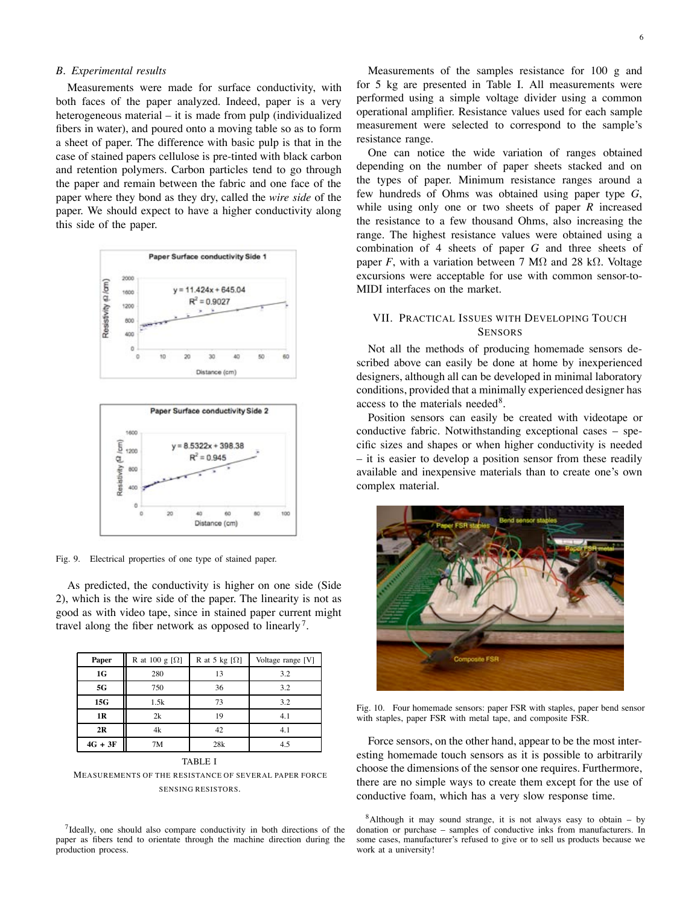### *B. Experimental results*

Measurements were made for surface conductivity, with both faces of the paper analyzed. Indeed, paper is a very heterogeneous material – it is made from pulp (individualized fibers in water), and poured onto a moving table so as to form a sheet of paper. The difference with basic pulp is that in the case of stained papers cellulose is pre-tinted with black carbon and retention polymers. Carbon particles tend to go through the paper and remain between the fabric and one face of the paper where they bond as they dry, called the *wire side* of the paper. We should expect to have a higher conductivity along this side of the paper.

Fig. 9. Electrical properties of one type of stained paper.

As predicted, the conductivity is higher on one side (Side 2), which is the wire side of the paper. The linearity is not as good as with video tape, since in stained paper current might travel along the fiber network as opposed to linearly[7].

| Paper | R at 100 g [Ω] | R at 5 kg [Ω] | Voltage range [V] |
|---|---|---|---|
| 1G | 280 | 13 | 3.2 |
| 5G | 750 | 36 | 3.2 |
| 15G | 1.5k | 73 | 3.2 |
| 1R | 2k | 19 | 4.1 |
| 2R | 4k | 42 | 4.1 |
| 4G + 3F | 7M | 28k | 4.5 |

TABLE I
MEASUREMENTS OF THE RESISTANCE OF SEVERAL PAPER FORCE SENSING RESISTORS.

Measurements of the samples resistance for 100 g and for 5 kg are presented in Table I. All measurements were performed using a simple voltage divider using a common operational amplifier. Resistance values used for each sample measurement were selected to correspond to the sample's resistance range.

One can notice the wide variation of ranges obtained depending on the number of paper sheets stacked and on the types of paper. Minimum resistance ranges around a few hundreds of Ohms was obtained using paper type *G*, while using only one or two sheets of paper *R* increased the resistance to a few thousand Ohms, also increasing the range. The highest resistance values were obtained using a combination of 4 sheets of paper *G* and three sheets of paper *F*, with a variation between 7 MΩ and 28 kΩ. Voltage excursions were acceptable for use with common sensor-to-MIDI interfaces on the market.

## VII. Practical Issues with Developing Touch Sensors

Not all the methods of producing homemade sensors described above can easily be done at home by inexperienced designers, although all can be developed in minimal laboratory conditions, provided that a minimally experienced designer has access to the materials needed[8].

Position sensors can easily be created with videotape or conductive fabric. Notwithstanding exceptional cases – specific sizes and shapes or when higher conductivity is needed – it is easier to develop a position sensor from these readily available and inexpensive materials than to create one's own complex material.

Fig. 10. Four homemade sensors: paper FSR with staples, paper bend sensor with staples, paper FSR with metal tape, and composite FSR.

Force sensors, on the other hand, appear to be the most interesting homemade touch sensors as it is possible to arbitrarily choose the dimensions of the sensor one requires. Furthermore, there are no simple ways to create them except for the use of conductive foam, which has a very slow response time.

[7] Ideally, one should also compare conductivity in both directions of the paper as fibers tend to orientate through the machine direction during the production process.

[8] Although it may sound strange, it is not always easy to obtain – by donation or purchase – samples of conductive inks from manufacturers. In some cases, manufacturer's refused to give or to sell us products because we work at a university!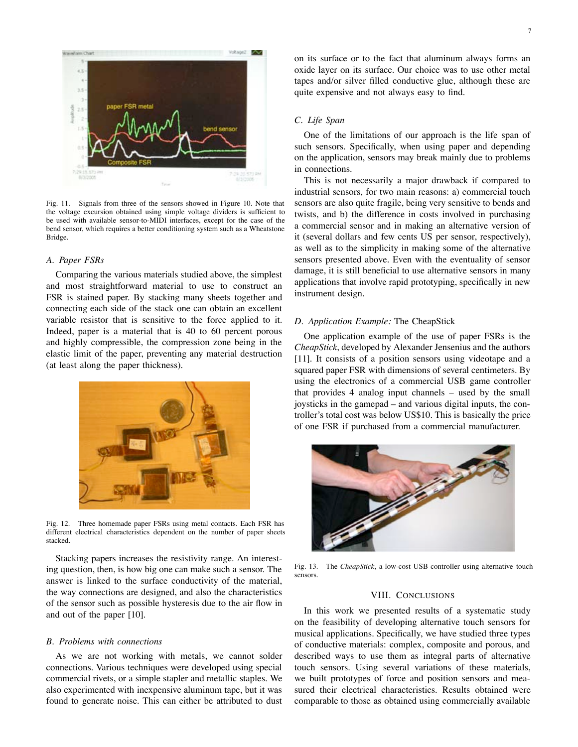Fig. 11. Signals from three of the sensors showed in Figure 10. Note that the voltage excursion obtained using simple voltage dividers is sufficient to be used with available sensor-to-MIDI interfaces, except for the case of the bend sensor, which requires a better conditioning system such as a Wheatstone Bridge.

### A. Paper FSRs

Comparing the various materials studied above, the simplest and most straightforward material to use to construct an FSR is stained paper. By stacking many sheets together and connecting each side of the stack one can obtain an excellent variable resistor that is sensitive to the force applied to it. Indeed, paper is a material that is 40 to 60 percent porous and highly compressible, the compression zone being in the elastic limit of the paper, preventing any material destruction (at least along the paper thickness).

Fig. 12. Three homemade paper FSRs using metal contacts. Each FSR has different electrical characteristics dependent on the number of paper sheets stacked.

Stacking papers increases the resistivity range. An interesting question, then, is how big one can make such a sensor. The answer is linked to the surface conductivity of the material, the way connections are designed, and also the characteristics of the sensor such as possible hysteresis due to the air flow in and out of the paper [10].

### B. Problems with connections

As we are not working with metals, we cannot solder connections. Various techniques were developed using special commercial rivets, or a simple stapler and metallic staples. We also experimented with inexpensive aluminum tape, but it was found to generate noise. This can either be attributed to dust on its surface or to the fact that aluminum always forms an oxide layer on its surface. Our choice was to use other metal tapes and/or silver filled conductive glue, although these are quite expensive and not always easy to find.

### C. Life Span

One of the limitations of our approach is the life span of such sensors. Specifically, when using paper and depending on the application, sensors may break mainly due to problems in connections.

This is not necessarily a major drawback if compared to industrial sensors, for two main reasons: a) commercial touch sensors are also quite fragile, being very sensitive to bends and twists, and b) the difference in costs involved in purchasing a commercial sensor and in making an alternative version of it (several dollars and few cents US per sensor, respectively), as well as to the simplicity in making some of the alternative sensors presented above. Even with the eventuality of sensor damage, it is still beneficial to use alternative sensors in many applications that involve rapid prototyping, specifically in new instrument design.

### D. Application Example: The CheapStick

One application example of the use of paper FSRs is the *CheapStick*, developed by Alexander Jensenius and the authors [11]. It consists of a position sensors using videotape and a squared paper FSR with dimensions of several centimeters. By using the electronics of a commercial USB game controller that provides 4 analog input channels – used by the small joysticks in the gamepad – and various digital inputs, the controller's total cost was below US$10. This is basically the price of one FSR if purchased from a commercial manufacturer.

Fig. 13. The *CheapStick*, a low-cost USB controller using alternative touch sensors.

## VIII. Conclusions

In this work we presented results of a systematic study on the feasibility of developing alternative touch sensors for musical applications. Specifically, we have studied three types of conductive materials: complex, composite and porous, and described ways to use them as integral parts of alternative touch sensors. Using several variations of these materials, we built prototypes of force and position sensors and measured their electrical characteristics. Results obtained were comparable to those as obtained using commercially available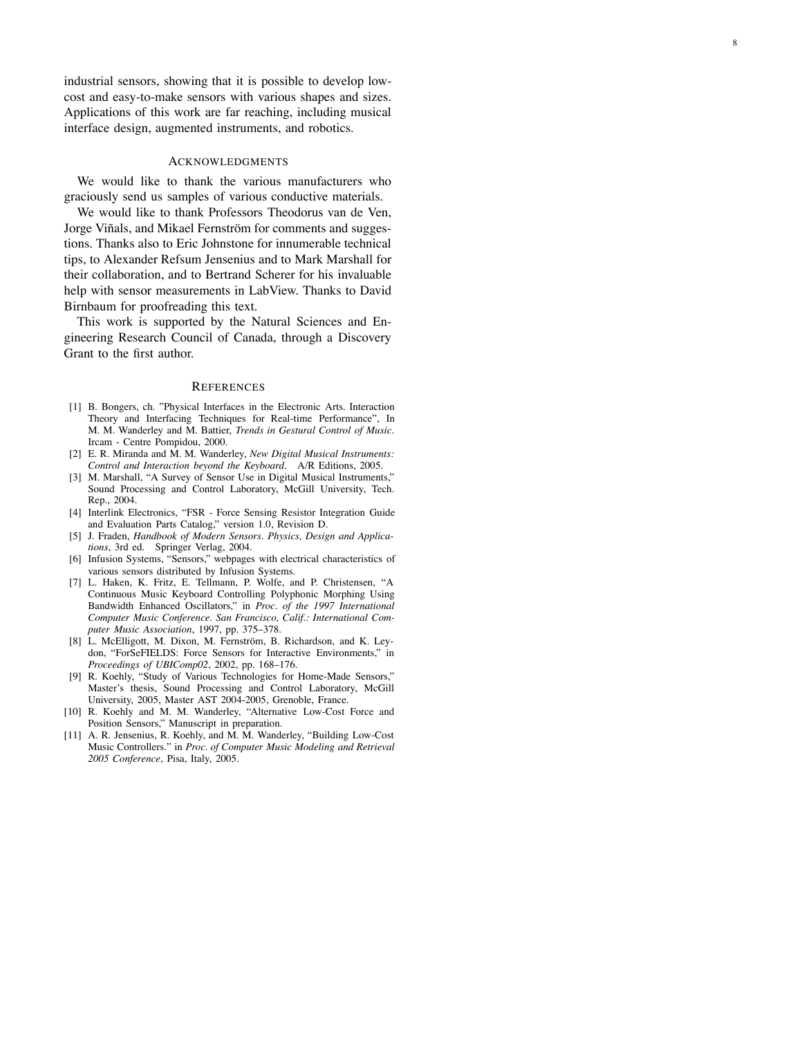industrial sensors, showing that it is possible to develop low-cost and easy-to-make sensors with various shapes and sizes. Applications of this work are far reaching, including musical interface design, augmented instruments, and robotics.

## Acknowledgments

We would like to thank the various manufacturers who graciously send us samples of various conductive materials.

We would like to thank Professors Theodorus van de Ven, Jorge Viñals, and Mikael Fernström for comments and suggestions. Thanks also to Eric Johnstone for innumerable technical tips, to Alexander Refsum Jensenius and to Mark Marshall for their collaboration, and to Bertrand Scherer for his invaluable help with sensor measurements in LabView. Thanks to David Birnbaum for proofreading this text.

This work is supported by the Natural Sciences and Engineering Research Council of Canada, through a Discovery Grant to the first author.

## References

[1] B. Bongers, ch. "Physical Interfaces in the Electronic Arts. Interaction Theory and Interfacing Techniques for Real-time Performance", In M. M. Wanderley and M. Battier, *Trends in Gestural Control of Music*. Ircam - Centre Pompidou, 2000.

[2] E. R. Miranda and M. M. Wanderley, *New Digital Musical Instruments: Control and Interaction beyond the Keyboard*. A/R Editions, 2005.

[3] M. Marshall, "A Survey of Sensor Use in Digital Musical Instruments," Sound Processing and Control Laboratory, McGill University, Tech. Rep., 2004.

[4] Interlink Electronics, "FSR - Force Sensing Resistor Integration Guide and Evaluation Parts Catalog," version 1.0, Revision D.

[5] J. Fraden, *Handbook of Modern Sensors. Physics, Design and Applications*, 3rd ed. Springer Verlag, 2004.

[6] Infusion Systems, "Sensors," webpages with electrical characteristics of various sensors distributed by Infusion Systems.

[7] L. Haken, K. Fritz, E. Tellmann, P. Wolfe, and P. Christensen, "A Continuous Music Keyboard Controlling Polyphonic Morphing Using Bandwidth Enhanced Oscillators," in *Proc. of the 1997 International Computer Music Conference. San Francisco, Calif.: International Computer Music Association*, 1997, pp. 375–378.

[8] L. McElligott, M. Dixon, M. Fernström, B. Richardson, and K. Leydon, "ForSeFIELDS: Force Sensors for Interactive Environments," in *Proceedings of UBIComp02*, 2002, pp. 168–176.

[9] R. Koehly, "Study of Various Technologies for Home-Made Sensors," Master's thesis, Sound Processing and Control Laboratory, McGill University, 2005, Master AST 2004-2005, Grenoble, France.

[10] R. Koehly and M. M. Wanderley, "Alternative Low-Cost Force and Position Sensors," Manuscript in preparation.

[11] A. R. Jensenius, R. Koehly, and M. M. Wanderley, "Building Low-Cost Music Controllers." in *Proc. of Computer Music Modeling and Retrieval 2005 Conference*, Pisa, Italy, 2005.